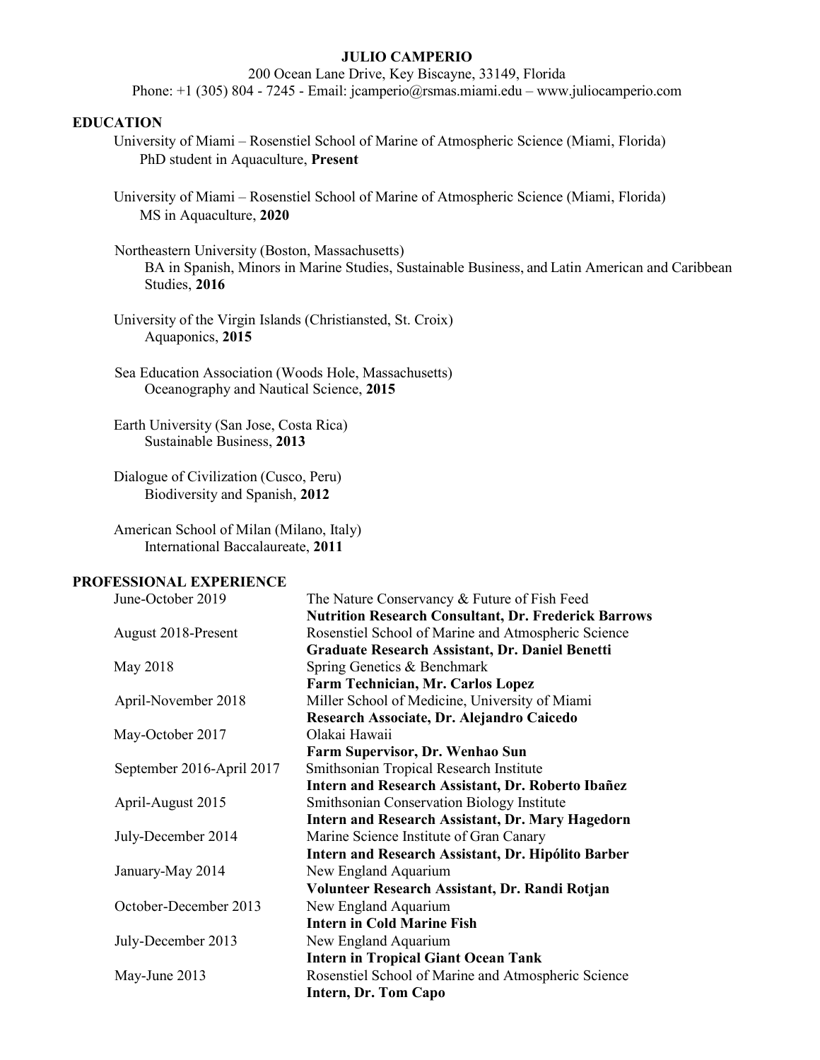# JULIO CAMPERIO

200 Ocean Lane Drive, Key Biscayne, 33149, Florida
Phone: +1 (305) 804 - 7245 - Email: jcamperio@rsmas.miami.edu – www.juliocamperio.com

## EDUCATION

University of Miami – Rosenstiel School of Marine of Atmospheric Science (Miami, Florida)
PhD student in Aquaculture, **Present**

University of Miami – Rosenstiel School of Marine of Atmospheric Science (Miami, Florida)
MS in Aquaculture, **2020**

Northeastern University (Boston, Massachusetts)
BA in Spanish, Minors in Marine Studies, Sustainable Business, and Latin American and Caribbean Studies, **2016**

University of the Virgin Islands (Christiansted, St. Croix)
Aquaponics, **2015**

Sea Education Association (Woods Hole, Massachusetts)
Oceanography and Nautical Science, **2015**

Earth University (San Jose, Costa Rica)
Sustainable Business, **2013**

Dialogue of Civilization (Cusco, Peru)
Biodiversity and Spanish, **2012**

American School of Milan (Milano, Italy)
International Baccalaureate, **2011**

## PROFESSIONAL EXPERIENCE

| | |
|---|---|
| June-October 2019 | The Nature Conservancy & Future of Fish Feed<br>**Nutrition Research Consultant, Dr. Frederick Barrows** |
| August 2018-Present | Rosenstiel School of Marine and Atmospheric Science<br>**Graduate Research Assistant, Dr. Daniel Benetti** |
| May 2018 | Spring Genetics & Benchmark<br>**Farm Technician, Mr. Carlos Lopez** |
| April-November 2018 | Miller School of Medicine, University of Miami<br>**Research Associate, Dr. Alejandro Caicedo** |
| May-October 2017 | Olakai Hawaii<br>**Farm Supervisor, Dr. Wenhao Sun** |
| September 2016-April 2017 | Smithsonian Tropical Research Institute<br>**Intern and Research Assistant, Dr. Roberto Ibañez** |
| April-August 2015 | Smithsonian Conservation Biology Institute<br>**Intern and Research Assistant, Dr. Mary Hagedorn** |
| July-December 2014 | Marine Science Institute of Gran Canary<br>**Intern and Research Assistant, Dr. Hipólito Barber** |
| January-May 2014 | New England Aquarium<br>**Volunteer Research Assistant, Dr. Randi Rotjan** |
| October-December 2013 | New England Aquarium<br>**Intern in Cold Marine Fish** |
| July-December 2013 | New England Aquarium<br>**Intern in Tropical Giant Ocean Tank** |
| May-June 2013 | Rosenstiel School of Marine and Atmospheric Science<br>**Intern, Dr. Tom Capo** |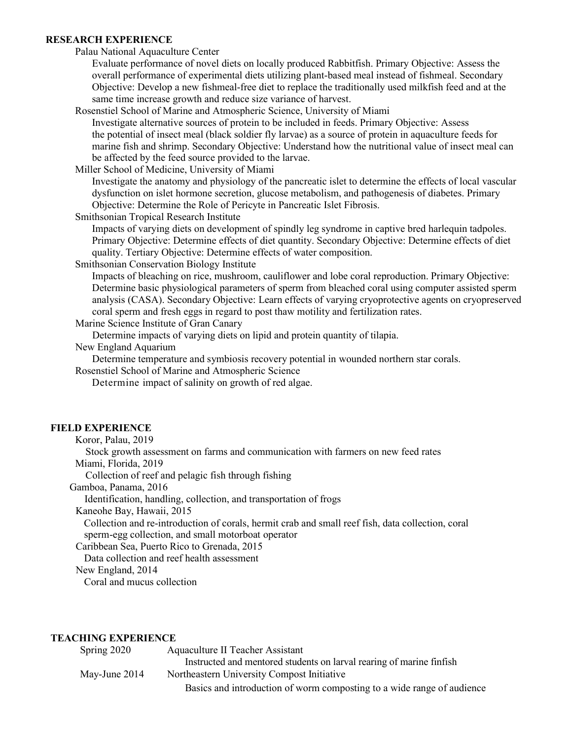## RESEARCH EXPERIENCE

Palau National Aquaculture Center

Evaluate performance of novel diets on locally produced Rabbitfish. Primary Objective: Assess the overall performance of experimental diets utilizing plant-based meal instead of fishmeal. Secondary Objective: Develop a new fishmeal-free diet to replace the traditionally used milkfish feed and at the same time increase growth and reduce size variance of harvest.

Rosenstiel School of Marine and Atmospheric Science, University of Miami

Investigate alternative sources of protein to be included in feeds. Primary Objective: Assess the potential of insect meal (black soldier fly larvae) as a source of protein in aquaculture feeds for marine fish and shrimp. Secondary Objective: Understand how the nutritional value of insect meal can be affected by the feed source provided to the larvae.

Miller School of Medicine, University of Miami

Investigate the anatomy and physiology of the pancreatic islet to determine the effects of local vascular dysfunction on islet hormone secretion, glucose metabolism, and pathogenesis of diabetes. Primary Objective: Determine the Role of Pericyte in Pancreatic Islet Fibrosis.

Smithsonian Tropical Research Institute

Impacts of varying diets on development of spindly leg syndrome in captive bred harlequin tadpoles. Primary Objective: Determine effects of diet quantity. Secondary Objective: Determine effects of diet quality. Tertiary Objective: Determine effects of water composition.

Smithsonian Conservation Biology Institute

Impacts of bleaching on rice, mushroom, cauliflower and lobe coral reproduction. Primary Objective: Determine basic physiological parameters of sperm from bleached coral using computer assisted sperm analysis (CASA). Secondary Objective: Learn effects of varying cryoprotective agents on cryopreserved coral sperm and fresh eggs in regard to post thaw motility and fertilization rates.

Marine Science Institute of Gran Canary

Determine impacts of varying diets on lipid and protein quantity of tilapia.

New England Aquarium

Determine temperature and symbiosis recovery potential in wounded northern star corals.

Rosenstiel School of Marine and Atmospheric Science

Determine impact of salinity on growth of red algae.

## FIELD EXPERIENCE

Koror, Palau, 2019

Stock growth assessment on farms and communication with farmers on new feed rates

Miami, Florida, 2019

Collection of reef and pelagic fish through fishing

Gamboa, Panama, 2016

Identification, handling, collection, and transportation of frogs

Kaneohe Bay, Hawaii, 2015

Collection and re-introduction of corals, hermit crab and small reef fish, data collection, coral sperm-egg collection, and small motorboat operator

Caribbean Sea, Puerto Rico to Grenada, 2015

Data collection and reef health assessment

New England, 2014

Coral and mucus collection

## TEACHING EXPERIENCE

Spring 2020 — Aquaculture II Teacher Assistant

Instructed and mentored students on larval rearing of marine finfish

May-June 2014 — Northeastern University Compost Initiative

Basics and introduction of worm composting to a wide range of audience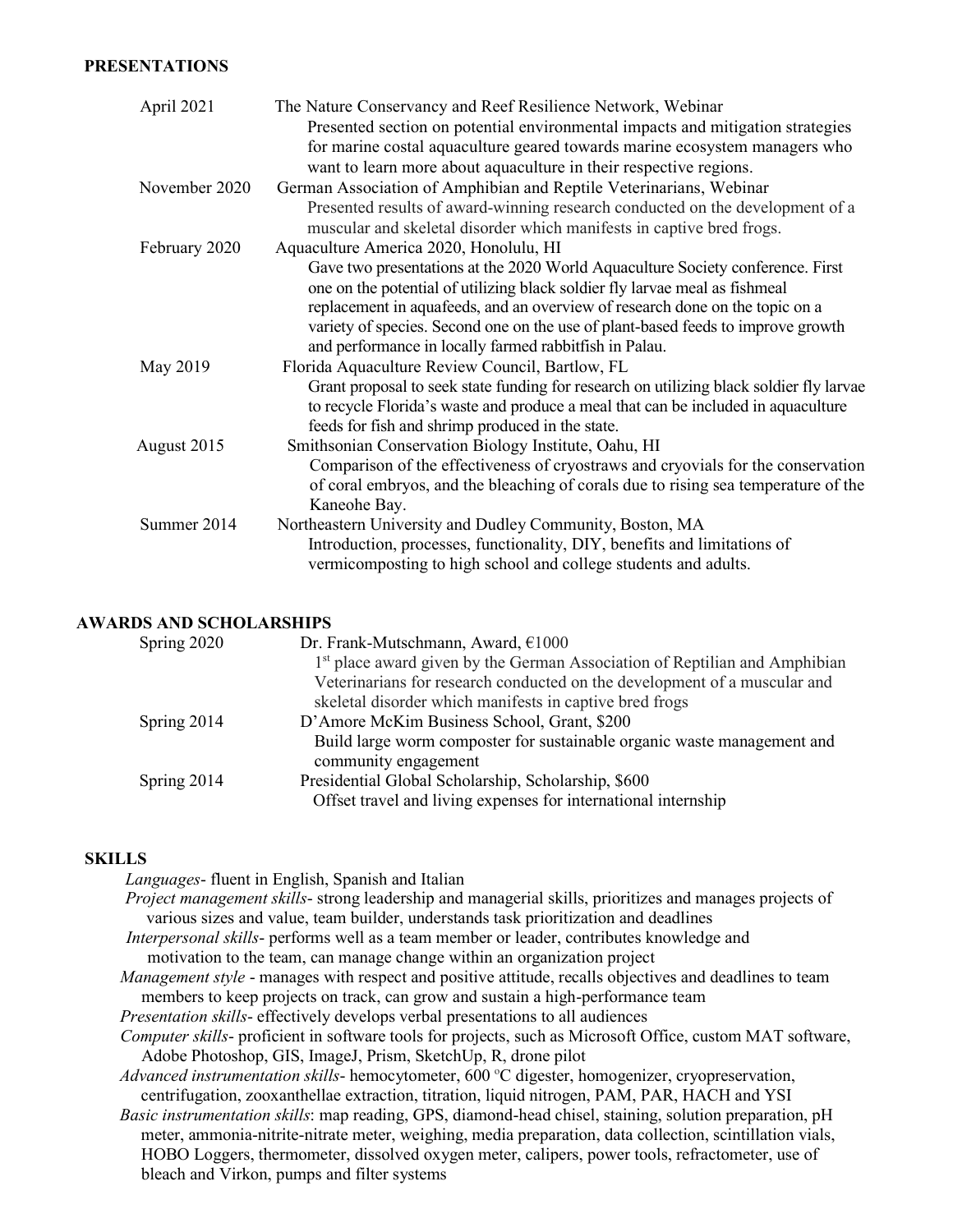## PRESENTATIONS

**April 2021** — The Nature Conservancy and Reef Resilience Network, Webinar
Presented section on potential environmental impacts and mitigation strategies for marine costal aquaculture geared towards marine ecosystem managers who want to learn more about aquaculture in their respective regions.

**November 2020** — German Association of Amphibian and Reptile Veterinarians, Webinar
Presented results of award-winning research conducted on the development of a muscular and skeletal disorder which manifests in captive bred frogs.

**February 2020** — Aquaculture America 2020, Honolulu, HI
Gave two presentations at the 2020 World Aquaculture Society conference. First one on the potential of utilizing black soldier fly larvae meal as fishmeal replacement in aquafeeds, and an overview of research done on the topic on a variety of species. Second one on the use of plant-based feeds to improve growth and performance in locally farmed rabbitfish in Palau.

**May 2019** — Florida Aquaculture Review Council, Bartlow, FL
Grant proposal to seek state funding for research on utilizing black soldier fly larvae to recycle Florida's waste and produce a meal that can be included in aquaculture feeds for fish and shrimp produced in the state.

**August 2015** — Smithsonian Conservation Biology Institute, Oahu, HI
Comparison of the effectiveness of cryostraws and cryovials for the conservation of coral embryos, and the bleaching of corals due to rising sea temperature of the Kaneohe Bay.

**Summer 2014** — Northeastern University and Dudley Community, Boston, MA
Introduction, processes, functionality, DIY, benefits and limitations of vermicomposting to high school and college students and adults.

## AWARDS AND SCHOLARSHIPS

**Spring 2020** — Dr. Frank-Mutschmann, Award, €1000
1st place award given by the German Association of Reptilian and Amphibian Veterinarians for research conducted on the development of a muscular and skeletal disorder which manifests in captive bred frogs

**Spring 2014** — D'Amore McKim Business School, Grant, $200
Build large worm composter for sustainable organic waste management and community engagement

**Spring 2014** — Presidential Global Scholarship, Scholarship, $600
Offset travel and living expenses for international internship

## SKILLS

*Languages*- fluent in English, Spanish and Italian

*Project management skills*- strong leadership and managerial skills, prioritizes and manages projects of various sizes and value, team builder, understands task prioritization and deadlines

*Interpersonal skills*- performs well as a team member or leader, contributes knowledge and motivation to the team, can manage change within an organization project

*Management style* - manages with respect and positive attitude, recalls objectives and deadlines to team members to keep projects on track, can grow and sustain a high-performance team

*Presentation skills*- effectively develops verbal presentations to all audiences

*Computer skills*- proficient in software tools for projects, such as Microsoft Office, custom MAT software, Adobe Photoshop, GIS, ImageJ, Prism, SketchUp, R, drone pilot

*Advanced instrumentation skills*- hemocytometer, 600 °C digester, homogenizer, cryopreservation, centrifugation, zooxanthellae extraction, titration, liquid nitrogen, PAM, PAR, HACH and YSI

*Basic instrumentation skills*: map reading, GPS, diamond-head chisel, staining, solution preparation, pH meter, ammonia-nitrite-nitrate meter, weighing, media preparation, data collection, scintillation vials, HOBO Loggers, thermometer, dissolved oxygen meter, calipers, power tools, refractometer, use of bleach and Virkon, pumps and filter systems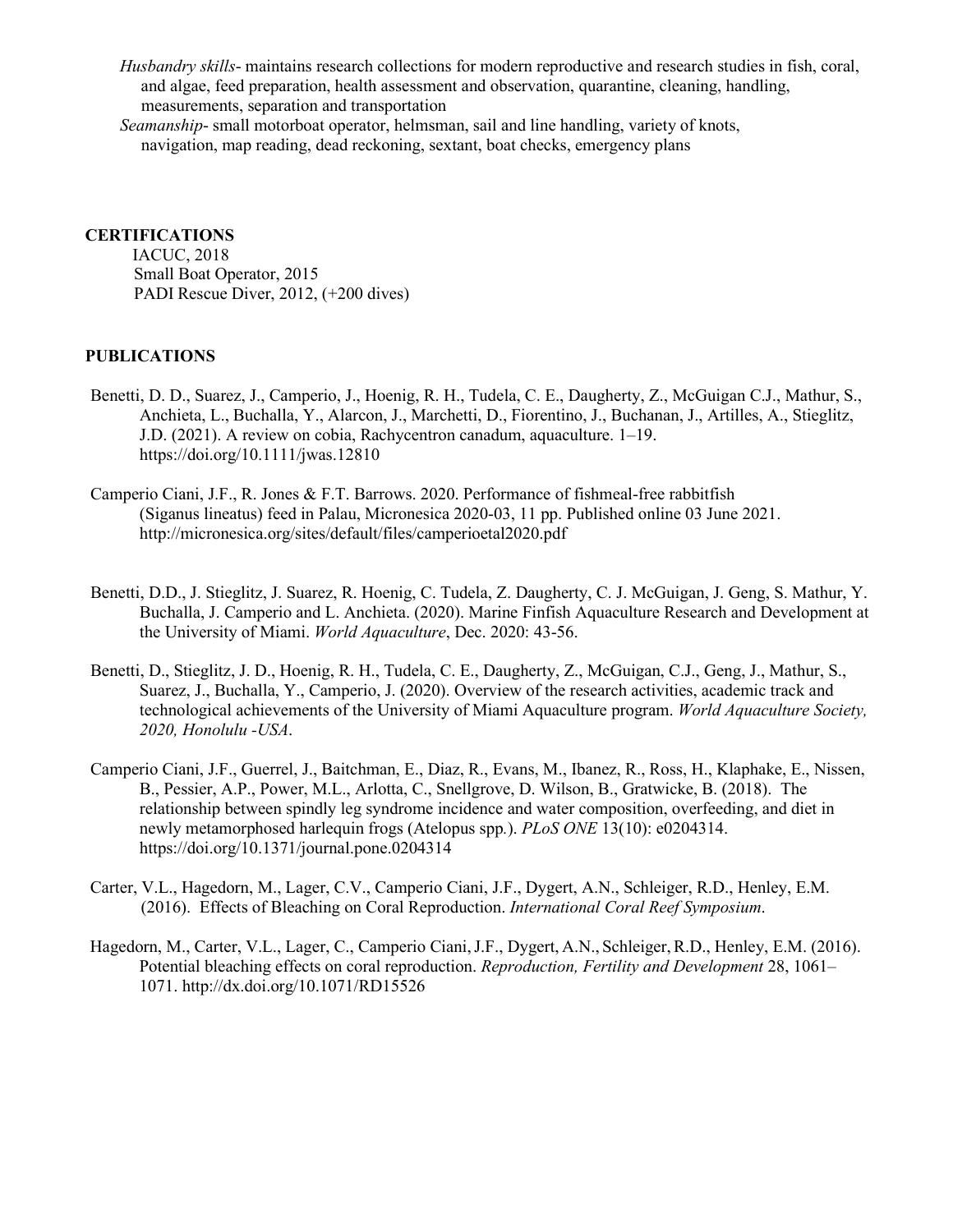*Husbandry skills*- maintains research collections for modern reproductive and research studies in fish, coral, and algae, feed preparation, health assessment and observation, quarantine, cleaning, handling, measurements, separation and transportation

*Seamanship*- small motorboat operator, helmsman, sail and line handling, variety of knots, navigation, map reading, dead reckoning, sextant, boat checks, emergency plans

## CERTIFICATIONS

IACUC, 2018
Small Boat Operator, 2015
PADI Rescue Diver, 2012, (+200 dives)

## PUBLICATIONS

Benetti, D. D., Suarez, J., Camperio, J., Hoenig, R. H., Tudela, C. E., Daugherty, Z., McGuigan C.J., Mathur, S., Anchieta, L., Buchalla, Y., Alarcon, J., Marchetti, D., Fiorentino, J., Buchanan, J., Artilles, A., Stieglitz, J.D. (2021). A review on cobia, Rachycentron canadum, aquaculture. 1–19. https://doi.org/10.1111/jwas.12810

Camperio Ciani, J.F., R. Jones & F.T. Barrows. 2020. Performance of fishmeal-free rabbitfish (Siganus lineatus) feed in Palau, Micronesica 2020-03, 11 pp. Published online 03 June 2021. http://micronesica.org/sites/default/files/camperioetal2020.pdf

Benetti, D.D., J. Stieglitz, J. Suarez, R. Hoenig, C. Tudela, Z. Daugherty, C. J. McGuigan, J. Geng, S. Mathur, Y. Buchalla, J. Camperio and L. Anchieta. (2020). Marine Finfish Aquaculture Research and Development at the University of Miami. *World Aquaculture*, Dec. 2020: 43-56.

Benetti, D., Stieglitz, J. D., Hoenig, R. H., Tudela, C. E., Daugherty, Z., McGuigan, C.J., Geng, J., Mathur, S., Suarez, J., Buchalla, Y., Camperio, J. (2020). Overview of the research activities, academic track and technological achievements of the University of Miami Aquaculture program. *World Aquaculture Society, 2020, Honolulu -USA*.

Camperio Ciani, J.F., Guerrel, J., Baitchman, E., Diaz, R., Evans, M., Ibanez, R., Ross, H., Klaphake, E., Nissen, B., Pessier, A.P., Power, M.L., Arlotta, C., Snellgrove, D. Wilson, B., Gratwicke, B. (2018). The relationship between spindly leg syndrome incidence and water composition, overfeeding, and diet in newly metamorphosed harlequin frogs (Atelopus spp.). *PLoS ONE* 13(10): e0204314. https://doi.org/10.1371/journal.pone.0204314

Carter, V.L., Hagedorn, M., Lager, C.V., Camperio Ciani, J.F., Dygert, A.N., Schleiger, R.D., Henley, E.M. (2016). Effects of Bleaching on Coral Reproduction. *International Coral Reef Symposium*.

Hagedorn, M., Carter, V.L., Lager, C., Camperio Ciani, J.F., Dygert, A.N., Schleiger, R.D., Henley, E.M. (2016). Potential bleaching effects on coral reproduction. *Reproduction, Fertility and Development* 28, 1061–1071. http://dx.doi.org/10.1071/RD15526